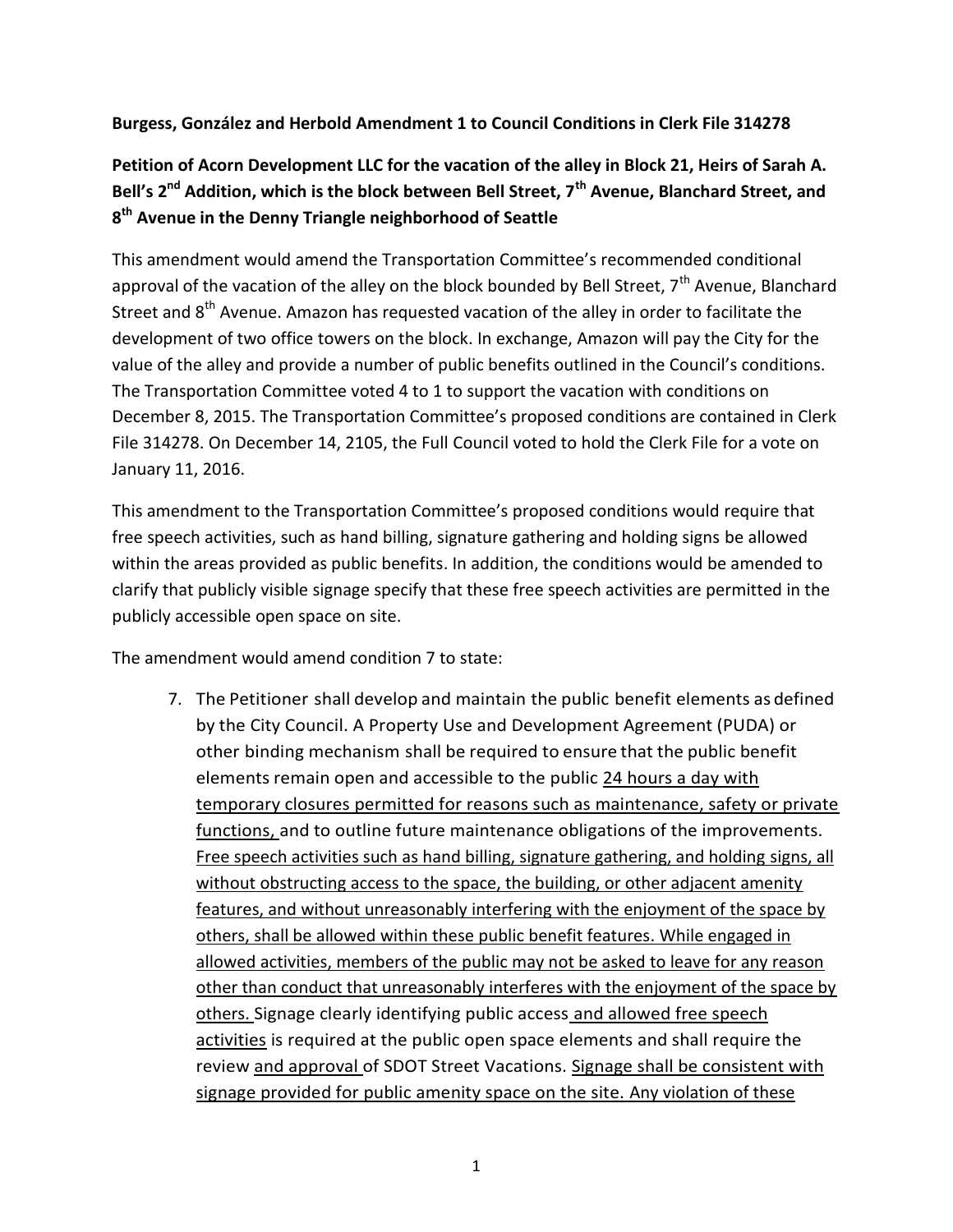**Burgess, González and Herbold Amendment 1 to Council Conditions in Clerk File 314278**

**Petition of Acorn Development LLC for the vacation of the alley in Block 21, Heirs of Sarah A. Bell's 2nd Addition, which is the block between Bell Street, 7th Avenue, Blanchard Street, and 8th Avenue in the Denny Triangle neighborhood of Seattle**

This amendment would amend the Transportation Committee's recommended conditional approval of the vacation of the alley on the block bounded by Bell Street, 7th Avenue, Blanchard Street and 8th Avenue. Amazon has requested vacation of the alley in order to facilitate the development of two office towers on the block. In exchange, Amazon will pay the City for the value of the alley and provide a number of public benefits outlined in the Council's conditions. The Transportation Committee voted 4 to 1 to support the vacation with conditions on December 8, 2015. The Transportation Committee's proposed conditions are contained in Clerk File 314278. On December 14, 2105, the Full Council voted to hold the Clerk File for a vote on January 11, 2016.

This amendment to the Transportation Committee's proposed conditions would require that free speech activities, such as hand billing, signature gathering and holding signs be allowed within the areas provided as public benefits. In addition, the conditions would be amended to clarify that publicly visible signage specify that these free speech activities are permitted in the publicly accessible open space on site.

The amendment would amend condition 7 to state:

7. The Petitioner shall develop and maintain the public benefit elements as defined by the City Council. A Property Use and Development Agreement (PUDA) or other binding mechanism shall be required to ensure that the public benefit elements remain open and accessible to the public <u>24 hours a day with temporary closures permitted for reasons such as maintenance, safety or private functions,</u> and to outline future maintenance obligations of the improvements. <u>Free speech activities such as hand billing, signature gathering, and holding signs, all without obstructing access to the space, the building, or other adjacent amenity features, and without unreasonably interfering with the enjoyment of the space by others, shall be allowed within these public benefit features. While engaged in allowed activities, members of the public may not be asked to leave for any reason other than conduct that unreasonably interferes with the enjoyment of the space by others.</u> Signage clearly identifying public access <u>and allowed free speech activities</u> is required at the public open space elements and shall require the review <u>and approval</u> of SDOT Street Vacations. <u>Signage shall be consistent with signage provided for public amenity space on the site. Any violation of these</u>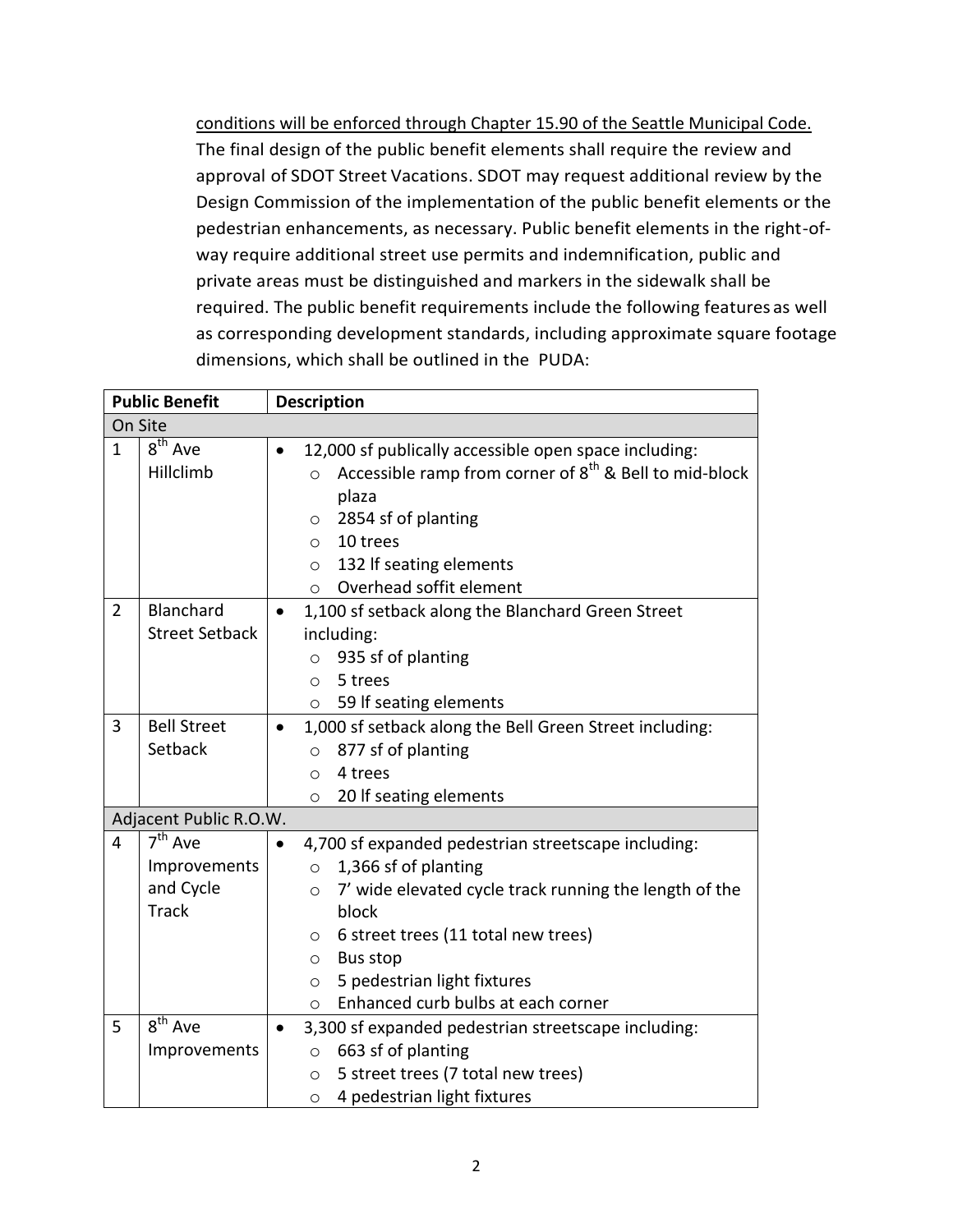<u>conditions will be enforced through Chapter 15.90 of the Seattle Municipal Code.</u> The final design of the public benefit elements shall require the review and approval of SDOT Street Vacations. SDOT may request additional review by the Design Commission of the implementation of the public benefit elements or the pedestrian enhancements, as necessary. Public benefit elements in the right-of-way require additional street use permits and indemnification, public and private areas must be distinguished and markers in the sidewalk shall be required. The public benefit requirements include the following features as well as corresponding development standards, including approximate square footage dimensions, which shall be outlined in the PUDA:

| Public Benefit | | Description |
|---|---|---|
| **On Site** | | |
| 1 | 8th Ave Hillclimb | • 12,000 sf publically accessible open space including:<br>○ Accessible ramp from corner of 8th & Bell to mid-block plaza<br>○ 2854 sf of planting<br>○ 10 trees<br>○ 132 lf seating elements<br>○ Overhead soffit element |
| 2 | Blanchard Street Setback | • 1,100 sf setback along the Blanchard Green Street including:<br>○ 935 sf of planting<br>○ 5 trees<br>○ 59 lf seating elements |
| 3 | Bell Street Setback | • 1,000 sf setback along the Bell Green Street including:<br>○ 877 sf of planting<br>○ 4 trees<br>○ 20 lf seating elements |
| **Adjacent Public R.O.W.** | | |
| 4 | 7th Ave Improvements and Cycle Track | • 4,700 sf expanded pedestrian streetscape including:<br>○ 1,366 sf of planting<br>○ 7' wide elevated cycle track running the length of the block<br>○ 6 street trees (11 total new trees)<br>○ Bus stop<br>○ 5 pedestrian light fixtures<br>○ Enhanced curb bulbs at each corner |
| 5 | 8th Ave Improvements | • 3,300 sf expanded pedestrian streetscape including:<br>○ 663 sf of planting<br>○ 5 street trees (7 total new trees)<br>○ 4 pedestrian light fixtures |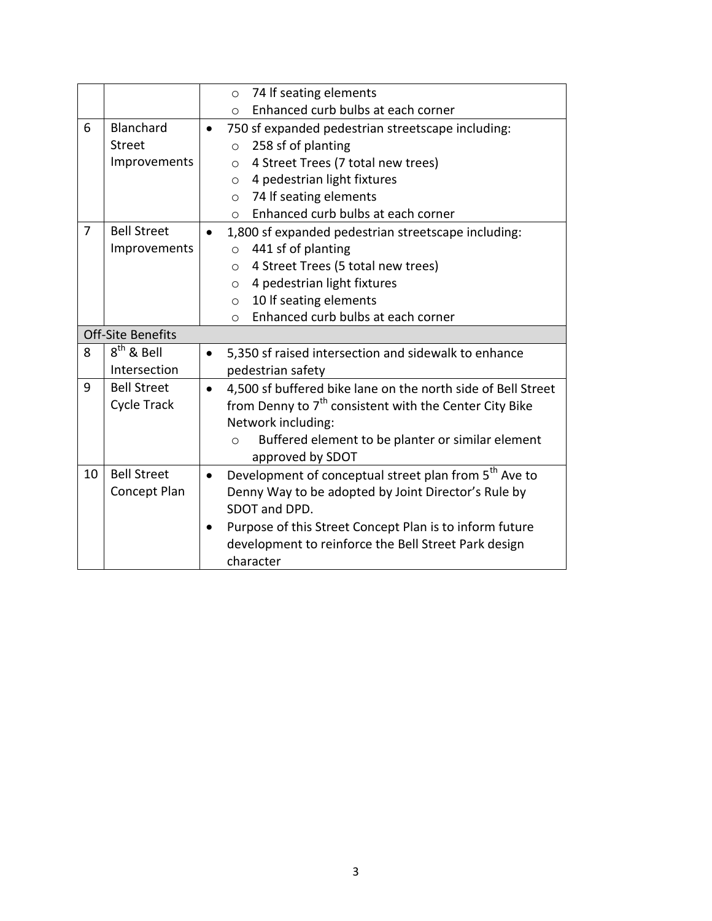| | | |
|---|---|---|
| | | ○ 74 lf seating elements<br>○ Enhanced curb bulbs at each corner |
| 6 | Blanchard Street Improvements | • 750 sf expanded pedestrian streetscape including:<br>○ 258 sf of planting<br>○ 4 Street Trees (7 total new trees)<br>○ 4 pedestrian light fixtures<br>○ 74 lf seating elements<br>○ Enhanced curb bulbs at each corner |
| 7 | Bell Street Improvements | • 1,800 sf expanded pedestrian streetscape including:<br>○ 441 sf of planting<br>○ 4 Street Trees (5 total new trees)<br>○ 4 pedestrian light fixtures<br>○ 10 lf seating elements<br>○ Enhanced curb bulbs at each corner |
| Off-Site Benefits | | |
| 8 | 8th & Bell Intersection | • 5,350 sf raised intersection and sidewalk to enhance pedestrian safety |
| 9 | Bell Street Cycle Track | • 4,500 sf buffered bike lane on the north side of Bell Street from Denny to 7th consistent with the Center City Bike Network including:<br>○ Buffered element to be planter or similar element approved by SDOT |
| 10 | Bell Street Concept Plan | • Development of conceptual street plan from 5th Ave to Denny Way to be adopted by Joint Director's Rule by SDOT and DPD.<br>• Purpose of this Street Concept Plan is to inform future development to reinforce the Bell Street Park design character |